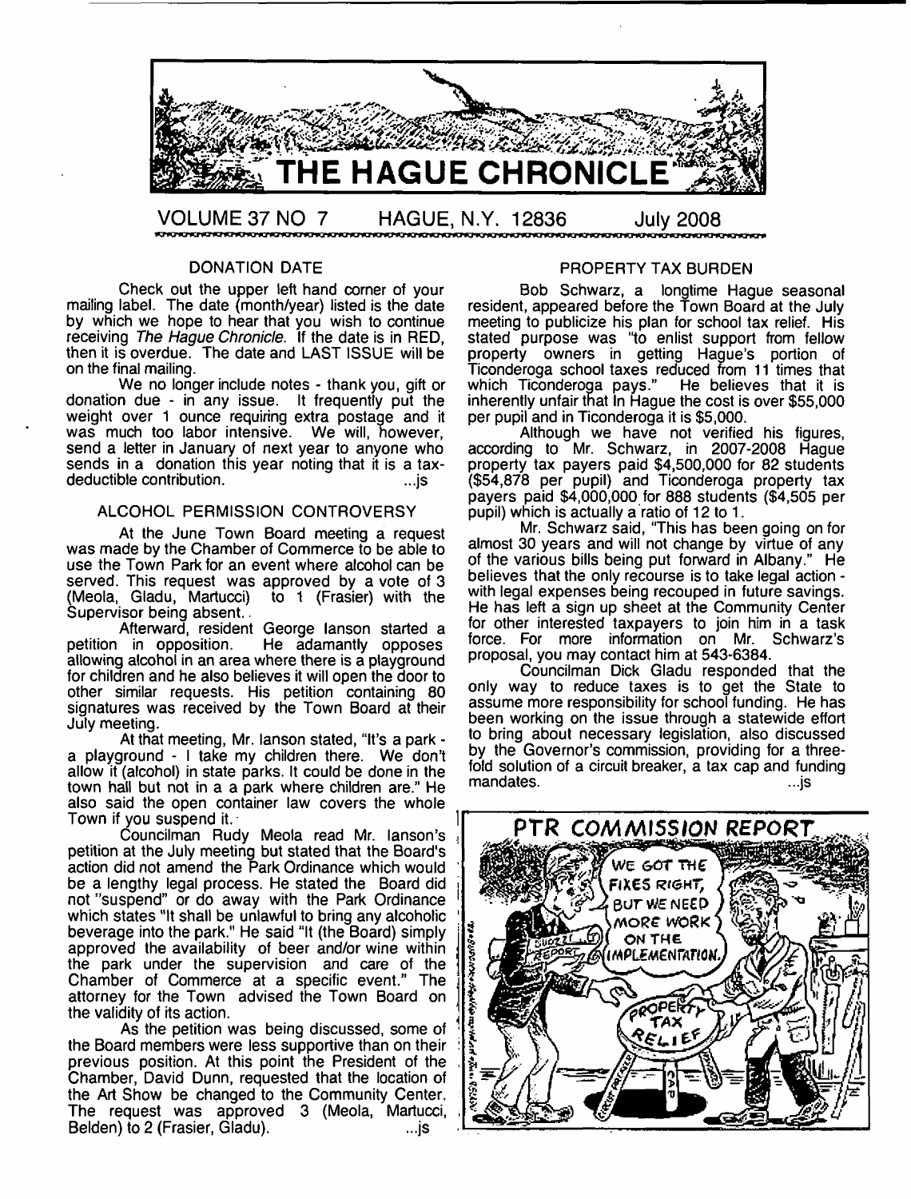# THE HAGUE CHRONICLE

VOLUME 37 NO 7 HAGUE, N.Y. 12836 July 2008

## DONATION DATE

Check out the upper left hand corner of your mailing label. The date (month/year) listed is the date by which we hope to hear that you wish to continue receiving *The Hague Chronicle*. If the date is in RED, then it is overdue. The date and LAST ISSUE will be on the final mailing.

We no longer include notes - thank you, gift or donation due - in any issue. It frequently put the weight over 1 ounce requiring extra postage and it was much too labor intensive. We will, however, send a letter in January of next year to anyone who sends in a donation this year noting that it is a tax-deductible contribution. ...js

## ALCOHOL PERMISSION CONTROVERSY

At the June Town Board meeting a request was made by the Chamber of Commerce to be able to use the Town Park for an event where alcohol can be served. This request was approved by a vote of 3 (Meola, Gladu, Martucci) to 1 (Frasier) with the Supervisor being absent.

Afterward, resident George Ianson started a petition in opposition. He adamantly opposes allowing alcohol in an area where there is a playground for children and he also believes it will open the door to other similar requests. His petition containing 80 signatures was received by the Town Board at their July meeting.

At that meeting, Mr. Ianson stated, "It's a park - a playground - I take my children there. We don't allow it (alcohol) in state parks. It could be done in the town hall but not in a a park where children are." He also said the open container law covers the whole Town if you suspend it.

Councilman Rudy Meola read Mr. Ianson's petition at the July meeting but stated that the Board's action did not amend the Park Ordinance which would be a lengthy legal process. He stated the Board did not "suspend" or do away with the Park Ordinance which states "It shall be unlawful to bring any alcoholic beverage into the park." He said "It (the Board) simply approved the availability of beer and/or wine within the park under the supervision and care of the Chamber of Commerce at a specific event." The attorney for the Town advised the Town Board on the validity of its action.

As the petition was being discussed, some of the Board members were less supportive than on their previous position. At this point the President of the Chamber, David Dunn, requested that the location of the Art Show be changed to the Community Center. The request was approved 3 (Meola, Martucci, Belden) to 2 (Frasier, Gladu). ...js

## PROPERTY TAX BURDEN

Bob Schwarz, a longtime Hague seasonal resident, appeared before the Town Board at the July meeting to publicize his plan for school tax relief. His stated purpose was "to enlist support from fellow property owners in getting Hague's portion of Ticonderoga school taxes reduced from 11 times that which Ticonderoga pays." He believes that it is inherently unfair that in Hague the cost is over $55,000 per pupil and in Ticonderoga it is $5,000.

Although we have not verified his figures, according to Mr. Schwarz, in 2007-2008 Hague property tax payers paid $4,500,000 for 82 students ($54,878 per pupil) and Ticonderoga property tax payers paid $4,000,000 for 888 students ($4,505 per pupil) which is actually a ratio of 12 to 1.

Mr. Schwarz said, "This has been going on for almost 30 years and will not change by virtue of any of the various bills being put forward in Albany." He believes that the only recourse is to take legal action - with legal expenses being recouped in future savings. He has left a sign up sheet at the Community Center for other interested taxpayers to join him in a task force. For more information on Mr. Schwarz's proposal, you may contact him at 543-6384.

Councilman Dick Gladu responded that the only way to reduce taxes is to get the State to assume more responsibility for school funding. He has been working on the issue through a statewide effort to bring about necessary legislation, also discussed by the Governor's commission, providing for a three-fold solution of a circuit breaker, a tax cap and funding mandates. ...js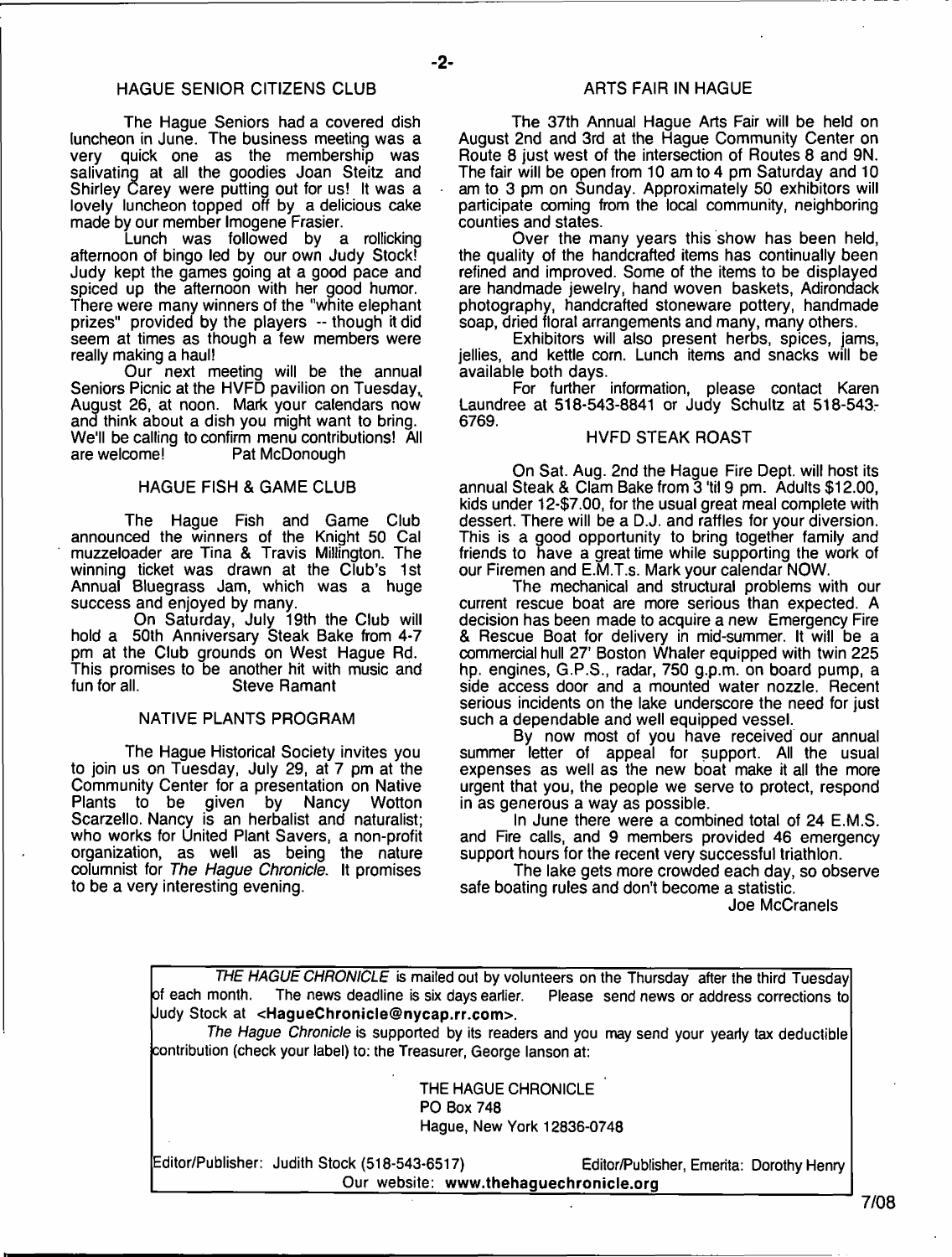## HAGUE SENIOR CITIZENS CLUB

The Hague Seniors had a covered dish luncheon in June. The business meeting was a very quick one as the membership was salivating at all the goodies Joan Steitz and Shirley Carey were putting out for us! It was a lovely luncheon topped off by a delicious cake made by our member Imogene Frasier.

Lunch was followed by a rollicking afternoon of bingo led by our own Judy Stock! Judy kept the games going at a good pace and spiced up the afternoon with her good humor. There were many winners of the "white elephant prizes" provided by the players -- though it did seem at times as though a few members were really making a haul!

Our next meeting will be the annual Seniors Picnic at the HVFD pavilion on Tuesday, August 26, at noon. Mark your calendars now and think about a dish you might want to bring. We'll be calling to confirm menu contributions! All are welcome! Pat McDonough

## HAGUE FISH & GAME CLUB

The Hague Fish and Game Club announced the winners of the Knight 50 Cal muzzeloader are Tina & Travis Millington. The winning ticket was drawn at the Club's 1st Annual Bluegrass Jam, which was a huge success and enjoyed by many.

On Saturday, July 19th the Club will hold a 50th Anniversary Steak Bake from 4-7 pm at the Club grounds on West Hague Rd. This promises to be another hit with music and fun for all. Steve Ramant

## NATIVE PLANTS PROGRAM

The Hague Historical Society invites you to join us on Tuesday, July 29, at 7 pm at the Community Center for a presentation on Native Plants to be given by Nancy Wotton Scarzello. Nancy is an herbalist and naturalist; who works for United Plant Savers, a non-profit organization, as well as being the nature columnist for *The Hague Chronicle*. It promises to be a very interesting evening.

## ARTS FAIR IN HAGUE

The 37th Annual Hague Arts Fair will be held on August 2nd and 3rd at the Hague Community Center on Route 8 just west of the intersection of Routes 8 and 9N. The fair will be open from 10 am to 4 pm Saturday and 10 am to 3 pm on Sunday. Approximately 50 exhibitors will participate coming from the local community, neighboring counties and states.

Over the many years this show has been held, the quality of the handcrafted items has continually been refined and improved. Some of the items to be displayed are handmade jewelry, hand woven baskets, Adirondack photography, handcrafted stoneware pottery, handmade soap, dried floral arrangements and many, many others.

Exhibitors will also present herbs, spices, jams, jellies, and kettle corn. Lunch items and snacks will be available both days.

For further information, please contact Karen Laundree at 518-543-8841 or Judy Schultz at 518-543-6769.

## HVFD STEAK ROAST

On Sat. Aug. 2nd the Hague Fire Dept. will host its annual Steak & Clam Bake from 3 'til 9 pm. Adults $12.00, kids under 12-$7.00, for the usual great meal complete with dessert. There will be a D.J. and raffles for your diversion. This is a good opportunity to bring together family and friends to have a great time while supporting the work of our Firemen and E.M.T.s. Mark your calendar NOW.

The mechanical and structural problems with our current rescue boat are more serious than expected. A decision has been made to acquire a new Emergency Fire & Rescue Boat for delivery in mid-summer. It will be a commercial hull 27' Boston Whaler equipped with twin 225 hp. engines, G.P.S., radar, 750 g.p.m. on board pump, a side access door and a mounted water nozzle. Recent serious incidents on the lake underscore the need for just such a dependable and well equipped vessel.

By now most of you have received our annual summer letter of appeal for support. All the usual expenses as well as the new boat make it all the more urgent that you, the people we serve to protect, respond in as generous a way as possible.

In June there were a combined total of 24 E.M.S. and Fire calls, and 9 members provided 46 emergency support hours for the recent very successful triathlon.

The lake gets more crowded each day, so observe safe boating rules and don't become a statistic.

Joe McCranels

---

*THE HAGUE CHRONICLE* is mailed out by volunteers on the Thursday after the third Tuesday of each month. The news deadline is six days earlier. Please send news or address corrections to Judy Stock at **<HagueChronicle@nycap.rr.com>**.

*The Hague Chronicle* is supported by its readers and you may send your yearly tax deductible contribution (check your label) to: the Treasurer, George Ianson at:

THE HAGUE CHRONICLE
PO Box 748
Hague, New York 12836-0748

Editor/Publisher: Judith Stock (518-543-6517) Editor/Publisher, Emerita: Dorothy Henry

Our website: **www.thehaguechronicle.org**

7/08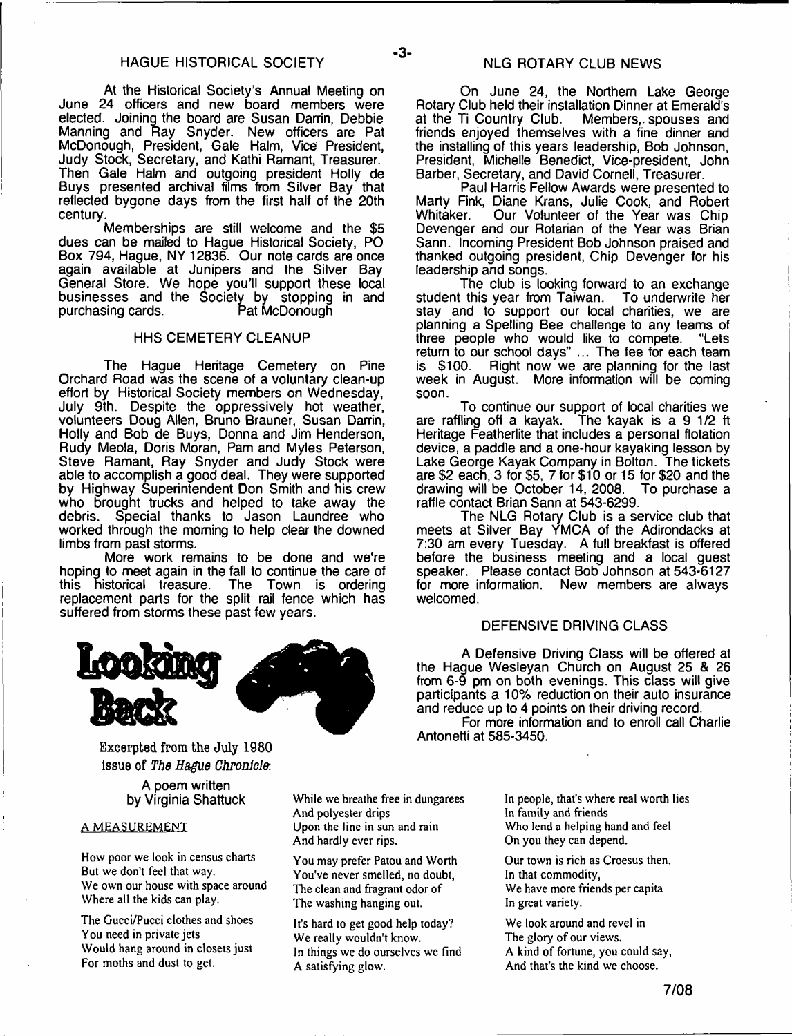## HAGUE HISTORICAL SOCIETY

At the Historical Society's Annual Meeting on June 24 officers and new board members were elected. Joining the board are Susan Darrin, Debbie Manning and Ray Snyder. New officers are Pat McDonough, President, Gale Halm, Vice President, Judy Stock, Secretary, and Kathi Ramant, Treasurer. Then Gale Halm and outgoing president Holly de Buys presented archival films from Silver Bay that reflected bygone days from the first half of the 20th century.

Memberships are still welcome and the $5 dues can be mailed to Hague Historical Society, PO Box 794, Hague, NY 12836. Our note cards are once again available at Junipers and the Silver Bay General Store. We hope you'll support these local businesses and the Society by stopping in and purchasing cards. Pat McDonough

### HHS CEMETERY CLEANUP

The Hague Heritage Cemetery on Pine Orchard Road was the scene of a voluntary clean-up effort by Historical Society members on Wednesday, July 9th. Despite the oppressively hot weather, volunteers Doug Allen, Bruno Brauner, Susan Darrin, Holly and Bob de Buys, Donna and Jim Henderson, Rudy Meola, Doris Moran, Pam and Myles Peterson, Steve Ramant, Ray Snyder and Judy Stock were able to accomplish a good deal. They were supported by Highway Superintendent Don Smith and his crew who brought trucks and helped to take away the debris. Special thanks to Jason Laundree who worked through the morning to help clear the downed limbs from past storms.

More work remains to be done and we're hoping to meet again in the fall to continue the care of this historical treasure. The Town is ordering replacement parts for the split rail fence which has suffered from storms these past few years.

## NLG ROTARY CLUB NEWS

On June 24, the Northern Lake George Rotary Club held their installation Dinner at Emerald's at the Ti Country Club. Members, spouses and friends enjoyed themselves with a fine dinner and the installing of this years leadership, Bob Johnson, President, Michelle Benedict, Vice-president, John Barber, Secretary, and David Cornell, Treasurer.

Paul Harris Fellow Awards were presented to Marty Fink, Diane Krans, Julie Cook, and Robert Whitaker. Our Volunteer of the Year was Chip Devenger and our Rotarian of the Year was Brian Sann. Incoming President Bob Johnson praised and thanked outgoing president, Chip Devenger for his leadership and songs.

The club is looking forward to an exchange student this year from Taiwan. To underwrite her stay and to support our local charities, we are planning a Spelling Bee challenge to any teams of three people who would like to compete. "Lets return to our school days" ... The fee for each team is $100. Right now we are planning for the last week in August. More information will be coming soon.

To continue our support of local charities we are raffling off a kayak. The kayak is a 9 1/2 ft Heritage Featherlite that includes a personal flotation device, a paddle and a one-hour kayaking lesson by Lake George Kayak Company in Bolton. The tickets are $2 each, 3 for $5, 7 for $10 or 15 for $20 and the drawing will be October 14, 2008. To purchase a raffle contact Brian Sann at 543-6299.

The NLG Rotary Club is a service club that meets at Silver Bay YMCA of the Adirondacks at 7:30 am every Tuesday. A full breakfast is offered before the business meeting and a local guest speaker. Please contact Bob Johnson at 543-6127 for more information. New members are always welcomed.

### DEFENSIVE DRIVING CLASS

A Defensive Driving Class will be offered at the Hague Wesleyan Church on August 25 & 26 from 6-9 pm on both evenings. This class will give participants a 10% reduction on their auto insurance and reduce up to 4 points on their driving record.

For more information and to enroll call Charlie Antonetti at 585-3450.

## Looking Back

Excerpted from the July 1980 issue of *The Hague Chronicle*:

A poem written by Virginia Shattuck

A MEASUREMENT

How poor we look in census charts
But we don't feel that way.
We own our house with space around
Where all the kids can play.

The Gucci/Pucci clothes and shoes
You need in private jets
Would hang around in closets just
For moths and dust to get.

While we breathe free in dungarees
And polyester drips
Upon the line in sun and rain
And hardly ever rips.

You may prefer Patou and Worth
You've never smelled, no doubt,
The clean and fragrant odor of
The washing hanging out.

It's hard to get good help today?
We really wouldn't know.
In things we do ourselves we find
A satisfying glow.

In people, that's where real worth lies
In family and friends
Who lend a helping hand and feel
On you they can depend.

Our town is rich as Croesus then.
In that commodity,
We have more friends per capita
In great variety.

We look around and revel in
The glory of our views.
A kind of fortune, you could say,
And that's the kind we choose.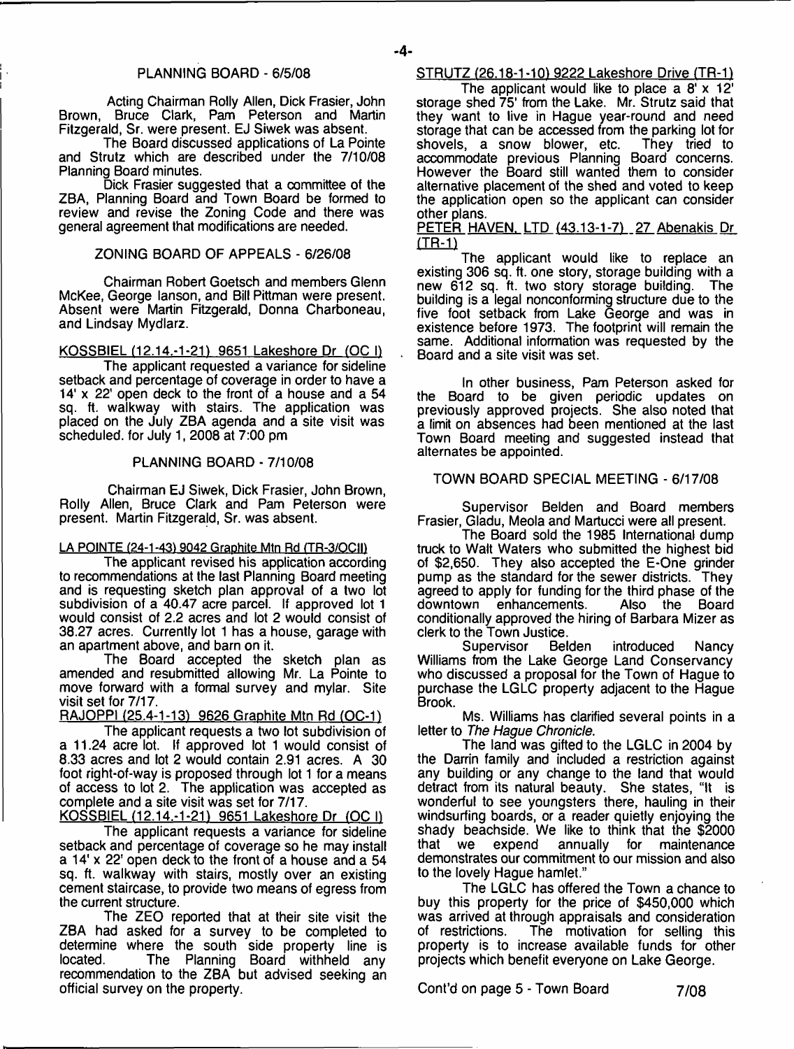## PLANNING BOARD - 6/5/08

Acting Chairman Rolly Allen, Dick Frasier, John Brown, Bruce Clark, Pam Peterson and Martin Fitzgerald, Sr. were present. EJ Siwek was absent.

The Board discussed applications of La Pointe and Strutz which are described under the 7/10/08 Planning Board minutes.

Dick Frasier suggested that a committee of the ZBA, Planning Board and Town Board be formed to review and revise the Zoning Code and there was general agreement that modifications are needed.

## ZONING BOARD OF APPEALS - 6/26/08

Chairman Robert Goetsch and members Glenn McKee, George lanson, and Bill Pittman were present. Absent were Martin Fitzgerald, Donna Charboneau, and Lindsay Mydlarz.

KOSSBIEL (12.14.-1-21) 9651 Lakeshore Dr (OC I)

The applicant requested a variance for sideline setback and percentage of coverage in order to have a 14' x 22' open deck to the front of a house and a 54 sq. ft. walkway with stairs. The application was placed on the July ZBA agenda and a site visit was scheduled. for July 1, 2008 at 7:00 pm

## PLANNING BOARD - 7/10/08

Chairman EJ Siwek, Dick Frasier, John Brown, Rolly Allen, Bruce Clark and Pam Peterson were present. Martin Fitzgerald, Sr. was absent.

LA POINTE (24-1-43) 9042 Graphite Mtn Rd (TR-3/OCII)

The applicant revised his application according to recommendations at the last Planning Board meeting and is requesting sketch plan approval of a two lot subdivision of a 40.47 acre parcel. If approved lot 1 would consist of 2.2 acres and lot 2 would consist of 38.27 acres. Currently lot 1 has a house, garage with an apartment above, and barn on it.

The Board accepted the sketch plan as amended and resubmitted allowing Mr. La Pointe to move forward with a formal survey and mylar. Site visit set for 7/17.

RAJOPPI (25.4-1-13) 9626 Graphite Mtn Rd (OC-1)

The applicant requests a two lot subdivision of a 11.24 acre lot. If approved lot 1 would consist of 8.33 acres and lot 2 would contain 2.91 acres. A 30 foot right-of-way is proposed through lot 1 for a means of access to lot 2. The application was accepted as complete and a site visit was set for 7/17.

KOSSBIEL (12.14.-1-21) 9651 Lakeshore Dr (OC I)

The applicant requests a variance for sideline setback and percentage of coverage so he may install a 14' x 22' open deck to the front of a house and a 54 sq. ft. walkway with stairs, mostly over an existing cement staircase, to provide two means of egress from the current structure.

The ZEO reported that at their site visit the ZBA had asked for a survey to be completed to determine where the south side property line is located. The Planning Board withheld any recommendation to the ZBA but advised seeking an official survey on the property.

STRUTZ (26.18-1-10) 9222 Lakeshore Drive (TR-1)

The applicant would like to place a 8' x 12' storage shed 75' from the Lake. Mr. Strutz said that they want to live in Hague year-round and need storage that can be accessed from the parking lot for shovels, a snow blower, etc. They tried to accommodate previous Planning Board concerns. However the Board still wanted them to consider alternative placement of the shed and voted to keep the application open so the applicant can consider other plans.

PETER HAVEN, LTD (43.13-1-7) 27 Abenakis Dr (TR-1)

The applicant would like to replace an existing 306 sq. ft. one story, storage building with a new 612 sq. ft. two story storage building. The building is a legal nonconforming structure due to the five foot setback from Lake George and was in existence before 1973. The footprint will remain the same. Additional information was requested by the Board and a site visit was set.

In other business, Pam Peterson asked for the Board to be given periodic updates on previously approved projects. She also noted that a limit on absences had been mentioned at the last Town Board meeting and suggested instead that alternates be appointed.

## TOWN BOARD SPECIAL MEETING - 6/17/08

Supervisor Belden and Board members Frasier, Gladu, Meola and Martucci were all present.

The Board sold the 1985 International dump truck to Walt Waters who submitted the highest bid of $2,650. They also accepted the E-One grinder pump as the standard for the sewer districts. They agreed to apply for funding for the third phase of the downtown enhancements. Also the Board conditionally approved the hiring of Barbara Mizer as clerk to the Town Justice.

Supervisor Belden introduced Nancy Williams from the Lake George Land Conservancy who discussed a proposal for the Town of Hague to purchase the LGLC property adjacent to the Hague Brook.

Ms. Williams has clarified several points in a letter to *The Hague Chronicle.*

The land was gifted to the LGLC in 2004 by the Darrin family and included a restriction against any building or any change to the land that would detract from its natural beauty. She states, "It is wonderful to see youngsters there, hauling in their windsurfing boards, or a reader quietly enjoying the shady beachside. We like to think that the $2000 that we expend annually for maintenance demonstrates our commitment to our mission and also to the lovely Hague hamlet."

The LGLC has offered the Town a chance to buy this property for the price of $450,000 which was arrived at through appraisals and consideration of restrictions. The motivation for selling this property is to increase available funds for other projects which benefit everyone on Lake George.

Cont'd on page 5 - Town Board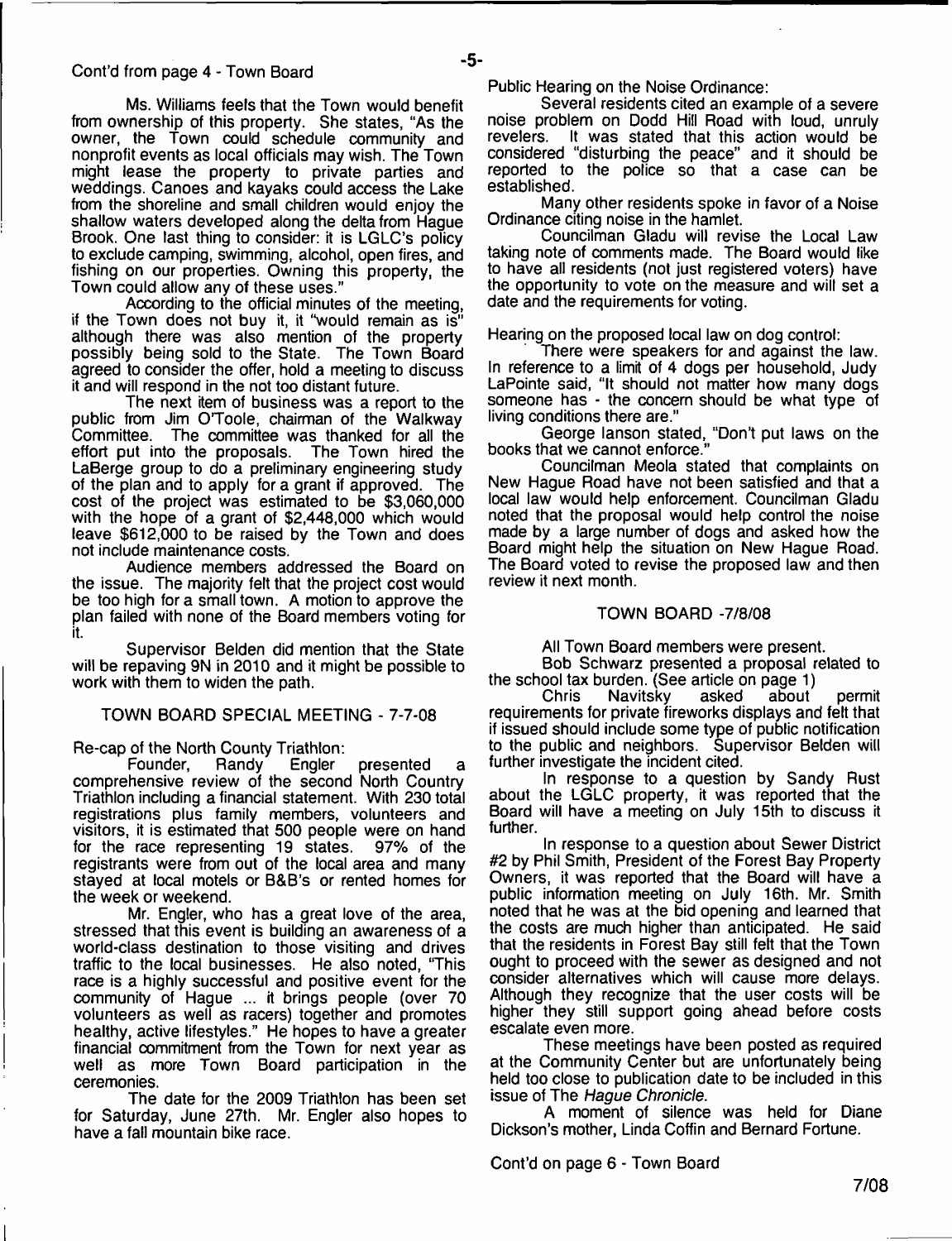Cont'd from page 4 - Town Board

Ms. Williams feels that the Town would benefit from ownership of this property. She states, "As the owner, the Town could schedule community and nonprofit events as local officials may wish. The Town might lease the property to private parties and weddings. Canoes and kayaks could access the Lake from the shoreline and small children would enjoy the shallow waters developed along the delta from Hague Brook. One last thing to consider: it is LGLC's policy to exclude camping, swimming, alcohol, open fires, and fishing on our properties. Owning this property, the Town could allow any of these uses."

According to the official minutes of the meeting, if the Town does not buy it, it "would remain as is" although there was also mention of the property possibly being sold to the State. The Town Board agreed to consider the offer, hold a meeting to discuss it and will respond in the not too distant future.

The next item of business was a report to the public from Jim O'Toole, chairman of the Walkway Committee. The committee was thanked for all the effort put into the proposals. The Town hired the LaBerge group to do a preliminary engineering study of the plan and to apply for a grant if approved. The cost of the project was estimated to be $3,060,000 with the hope of a grant of $2,448,000 which would leave $612,000 to be raised by the Town and does not include maintenance costs.

Audience members addressed the Board on the issue. The majority felt that the project cost would be too high for a small town. A motion to approve the plan failed with none of the Board members voting for it.

Supervisor Belden did mention that the State will be repaving 9N in 2010 and it might be possible to work with them to widen the path.

## TOWN BOARD SPECIAL MEETING - 7-7-08

Re-cap of the North County Triathlon:

Founder, Randy Engler presented a comprehensive review of the second North Country Triathlon including a financial statement. With 230 total registrations plus family members, volunteers and visitors, it is estimated that 500 people were on hand for the race representing 19 states. 97% of the registrants were from out of the local area and many stayed at local motels or B&B's or rented homes for the week or weekend.

Mr. Engler, who has a great love of the area, stressed that this event is building an awareness of a world-class destination to those visiting and drives traffic to the local businesses. He also noted, "This race is a highly successful and positive event for the community of Hague ... it brings people (over 70 volunteers as well as racers) together and promotes healthy, active lifestyles." He hopes to have a greater financial commitment from the Town for next year as well as more Town Board participation in the ceremonies.

The date for the 2009 Triathlon has been set for Saturday, June 27th. Mr. Engler also hopes to have a fall mountain bike race.

Public Hearing on the Noise Ordinance:

Several residents cited an example of a severe noise problem on Dodd Hill Road with loud, unruly revelers. It was stated that this action would be considered "disturbing the peace" and it should be reported to the police so that a case can be established.

Many other residents spoke in favor of a Noise Ordinance citing noise in the hamlet.

Councilman Gladu will revise the Local Law taking note of comments made. The Board would like to have all residents (not just registered voters) have the opportunity to vote on the measure and will set a date and the requirements for voting.

Hearing on the proposed local law on dog control:

There were speakers for and against the law. In reference to a limit of 4 dogs per household, Judy LaPointe said, "It should not matter how many dogs someone has - the concern should be what type of living conditions there are."

George Ianson stated, "Don't put laws on the books that we cannot enforce."

Councilman Meola stated that complaints on New Hague Road have not been satisfied and that a local law would help enforcement. Councilman Gladu noted that the proposal would help control the noise made by a large number of dogs and asked how the Board might help the situation on New Hague Road. The Board voted to revise the proposed law and then review it next month.

## TOWN BOARD -7/8/08

All Town Board members were present.

Bob Schwarz presented a proposal related to the school tax burden. (See article on page 1)

Chris Navitsky asked about permit requirements for private fireworks displays and felt that if issued should include some type of public notification to the public and neighbors. Supervisor Belden will further investigate the incident cited.

In response to a question by Sandy Rust about the LGLC property, it was reported that the Board will have a meeting on July 15th to discuss it further.

In response to a question about Sewer District #2 by Phil Smith, President of the Forest Bay Property Owners, it was reported that the Board will have a public information meeting on July 16th. Mr. Smith noted that he was at the bid opening and learned that the costs are much higher than anticipated. He said that the residents in Forest Bay still felt that the Town ought to proceed with the sewer as designed and not consider alternatives which will cause more delays. Although they recognize that the user costs will be higher they still support going ahead before costs escalate even more.

These meetings have been posted as required at the Community Center but are unfortunately being held too close to publication date to be included in this issue of The *Hague Chronicle*.

A moment of silence was held for Diane Dickson's mother, Linda Coffin and Bernard Fortune.

Cont'd on page 6 - Town Board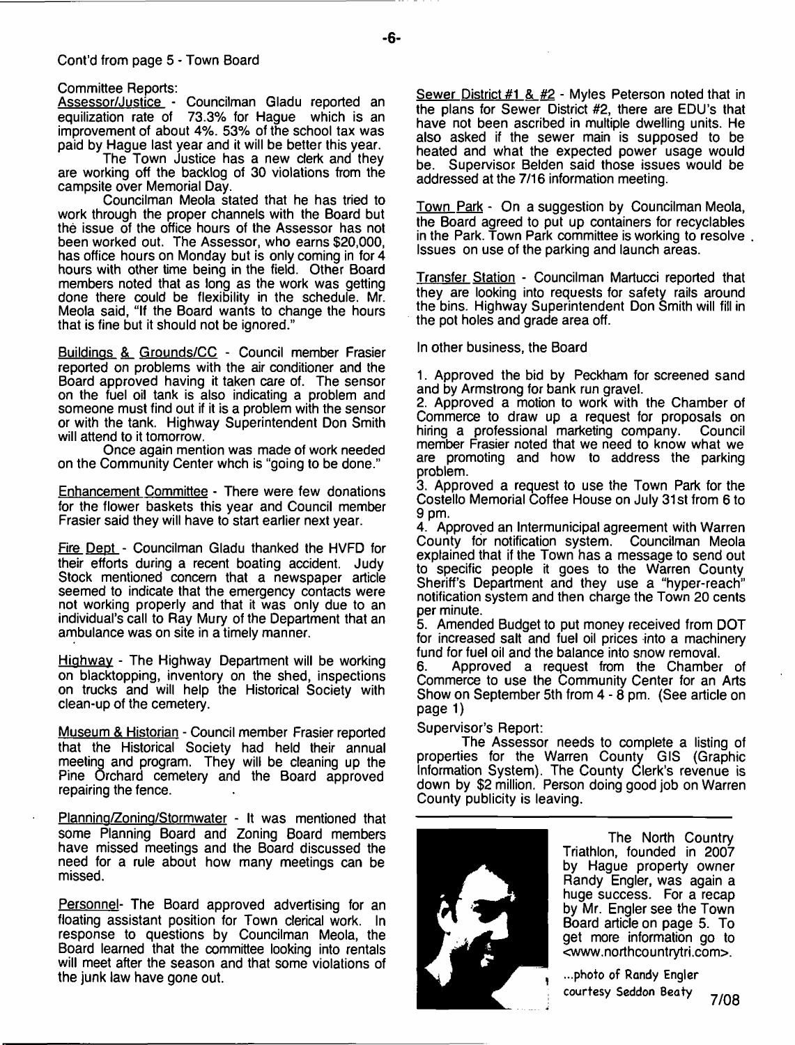Cont'd from page 5 - Town Board

Committee Reports:

Assessor/Justice - Councilman Gladu reported an equilization rate of 73.3% for Hague which is an improvement of about 4%. 53% of the school tax was paid by Hague last year and it will be better this year.

The Town Justice has a new clerk and they are working off the backlog of 30 violations from the campsite over Memorial Day.

Councilman Meola stated that he has tried to work through the proper channels with the Board but the issue of the office hours of the Assessor has not been worked out. The Assessor, who earns $20,000, has office hours on Monday but is only coming in for 4 hours with other time being in the field. Other Board members noted that as long as the work was getting done there could be flexibility in the schedule. Mr. Meola said, "If the Board wants to change the hours that is fine but it should not be ignored."

Buildings & Grounds/CC - Council member Frasier reported on problems with the air conditioner and the Board approved having it taken care of. The sensor on the fuel oil tank is also indicating a problem and someone must find out if it is a problem with the sensor or with the tank. Highway Superintendent Don Smith will attend to it tomorrow.

Once again mention was made of work needed on the Community Center whch is "going to be done."

Enhancement Committee - There were few donations for the flower baskets this year and Council member Frasier said they will have to start earlier next year.

Fire Dept - Councilman Gladu thanked the HVFD for their efforts during a recent boating accident. Judy Stock mentioned concern that a newspaper article seemed to indicate that the emergency contacts were not working properly and that it was only due to an individual's call to Ray Mury of the Department that an ambulance was on site in a timely manner.

Highway - The Highway Department will be working on blacktopping, inventory on the shed, inspections on trucks and will help the Historical Society with clean-up of the cemetery.

Museum & Historian - Council member Frasier reported that the Historical Society had held their annual meeting and program. They will be cleaning up the Pine Orchard cemetery and the Board approved repairing the fence.

Planning/Zoning/Stormwater - It was mentioned that some Planning Board and Zoning Board members have missed meetings and the Board discussed the need for a rule about how many meetings can be missed.

Personnel- The Board approved advertising for an floating assistant position for Town clerical work. In response to questions by Councilman Meola, the Board learned that the committee looking into rentals will meet after the season and that some violations of the junk law have gone out.

Sewer District #1 & #2 - Myles Peterson noted that in the plans for Sewer District #2, there are EDU's that have not been ascribed in multiple dwelling units. He also asked if the sewer main is supposed to be heated and what the expected power usage would be. Supervisor Belden said those issues would be addressed at the 7/16 information meeting.

Town Park - On a suggestion by Councilman Meola, the Board agreed to put up containers for recyclables in the Park. Town Park committee is working to resolve Issues on use of the parking and launch areas.

Transfer Station - Councilman Martucci reported that they are looking into requests for safety rails around the bins. Highway Superintendent Don Smith will fill in the pot holes and grade area off.

In other business, the Board

1. Approved the bid by Peckham for screened sand and by Armstrong for bank run gravel.
2. Approved a motion to work with the Chamber of Commerce to draw up a request for proposals on hiring a professional marketing company. Council member Frasier noted that we need to know what we are promoting and how to address the parking problem.
3. Approved a request to use the Town Park for the Costello Memorial Coffee House on July 31st from 6 to 9 pm.
4. Approved an Intermunicipal agreement with Warren County for notification system. Councilman Meola explained that if the Town has a message to send out to specific people it goes to the Warren County Sheriff's Department and they use a "hyper-reach" notification system and then charge the Town 20 cents per minute.
5. Amended Budget to put money received from DOT for increased salt and fuel oil prices into a machinery fund for fuel oil and the balance into snow removal.
6. Approved a request from the Chamber of Commerce to use the Community Center for an Arts Show on September 5th from 4 - 8 pm. (See article on page 1)

Supervisor's Report:

The Assessor needs to complete a listing of properties for the Warren County GIS (Graphic Information System). The County Clerk's revenue is down by $2 million. Person doing good job on Warren County publicity is leaving.

---

The North Country Triathlon, founded in 2007 by Hague property owner Randy Engler, was again a huge success. For a recap by Mr. Engler see the Town Board article on page 5. To get more information go to <www.northcountrytri.com>.

...photo of Randy Engler courtesy Seddon Beaty

7/08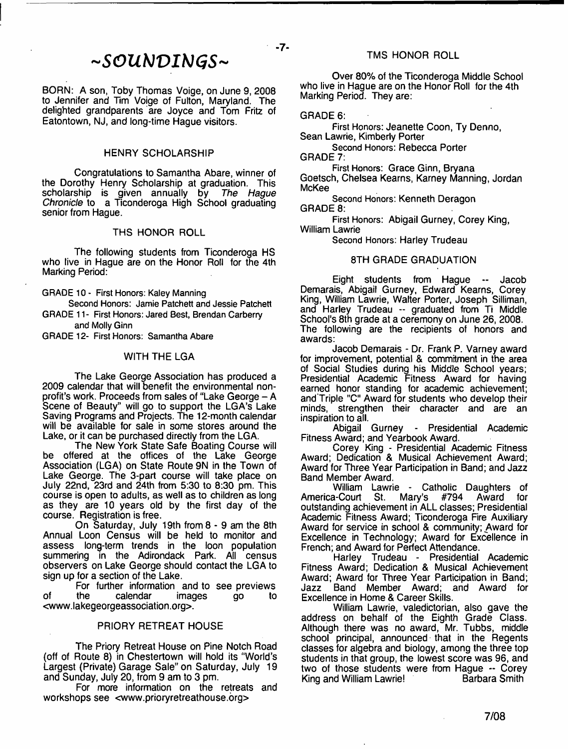# ~SOUNDINGS~

BORN: A son, Toby Thomas Voige, on June 9, 2008 to Jennifer and Tim Voige of Fulton, Maryland. The delighted grandparents are Joyce and Tom Fritz of Eatontown, NJ, and long-time Hague visitors.

## HENRY SCHOLARSHIP

Congratulations to Samantha Abare, winner of the Dorothy Henry Scholarship at graduation. This scholarship is given annually by *The Hague Chronicle* to a Ticonderoga High School graduating senior from Hague.

## THS HONOR ROLL

The following students from Ticonderoga HS who live in Hague are on the Honor Roll for the 4th Marking Period:

GRADE 10 - First Honors: Kaley Manning
Second Honors: Jamie Patchett and Jessie Patchett

GRADE 11- First Honors: Jared Best, Brendan Carberry and Molly Ginn

GRADE 12- First Honors: Samantha Abare

## WITH THE LGA

The Lake George Association has produced a 2009 calendar that will benefit the environmental non-profit's work. Proceeds from sales of "Lake George – A Scene of Beauty" will go to support the LGA's Lake Saving Programs and Projects. The 12-month calendar will be available for sale in some stores around the Lake, or it can be purchased directly from the LGA.

The New York State Safe Boating Course will be offered at the offices of the Lake George Association (LGA) on State Route 9N in the Town of Lake George. The 3-part course will take place on July 22nd, 23rd and 24th from 5:30 to 8:30 pm. This course is open to adults, as well as to children as long as they are 10 years old by the first day of the course. Registration is free.

On Saturday, July 19th from 8 - 9 am the 8th Annual Loon Census will be held to monitor and assess long-term trends in the loon population summering in the Adirondack Park. All census observers on Lake George should contact the LGA to sign up for a section of the Lake.

For further information and to see previews of the calendar images go to <www.lakegeorgeassociation.org>.

## PRIORY RETREAT HOUSE

The Priory Retreat House on Pine Notch Road (off of Route 8) in Chestertown will hold its "World's Largest (Private) Garage Sale" on Saturday, July 19 and Sunday, July 20, from 9 am to 3 pm.

For more information on the retreats and workshops see <www.prioryretreathouse.org>

## TMS HONOR ROLL

Over 80% of the Ticonderoga Middle School who live in Hague are on the Honor Roll for the 4th Marking Period. They are:

GRADE 6:
First Honors: Jeanette Coon, Ty Denno, Sean Lawrie, Kimberly Porter
Second Honors: Rebecca Porter

GRADE 7:
First Honors: Grace Ginn, Bryana Goetsch, Chelsea Kearns, Karney Manning, Jordan McKee
Second Honors: Kenneth Deragon

GRADE 8:
First Honors: Abigail Gurney, Corey King, William Lawrie
Second Honors: Harley Trudeau

## 8TH GRADE GRADUATION

Eight students from Hague -- Jacob Demarais, Abigail Gurney, Edward Kearns, Corey King, William Lawrie, Walter Porter, Joseph Silliman, and Harley Trudeau -- graduated from Ti Middle School's 8th grade at a ceremony on June 26, 2008. The following are the recipients of honors and awards:

Jacob Demarais - Dr. Frank P. Varney award for improvement, potential & commitment in the area of Social Studies during his Middle School years; Presidential Academic Fitness Award for having earned honor standing for academic achievement; and Triple "C" Award for students who develop their minds, strengthen their character and are an inspiration to all.

Abigail Gurney - Presidential Academic Fitness Award; and Yearbook Award.

Corey King - Presidential Academic Fitness Award; Dedication & Musical Achievement Award; Award for Three Year Participation in Band; and Jazz Band Member Award.

William Lawrie - Catholic Daughters of America-Court St. Mary's #794 Award for outstanding achievement in ALL classes; Presidential Academic Fitness Award; Ticonderoga Fire Auxiliary Award for service in school & community; Award for Excellence in Technology; Award for Excellence in French; and Award for Perfect Attendance.

Harley Trudeau - Presidential Academic Fitness Award; Dedication & Musical Achievement Award; Award for Three Year Participation in Band; Jazz Band Member Award; and Award for Excellence in Home & Career Skills.

William Lawrie, valedictorian, also gave the address on behalf of the Eighth Grade Class. Although there was no award, Mr. Tubbs, middle school principal, announced that in the Regents classes for algebra and biology, among the three top students in that group, the lowest score was 96, and two of those students were from Hague -- Corey King and William Lawrie! Barbara Smith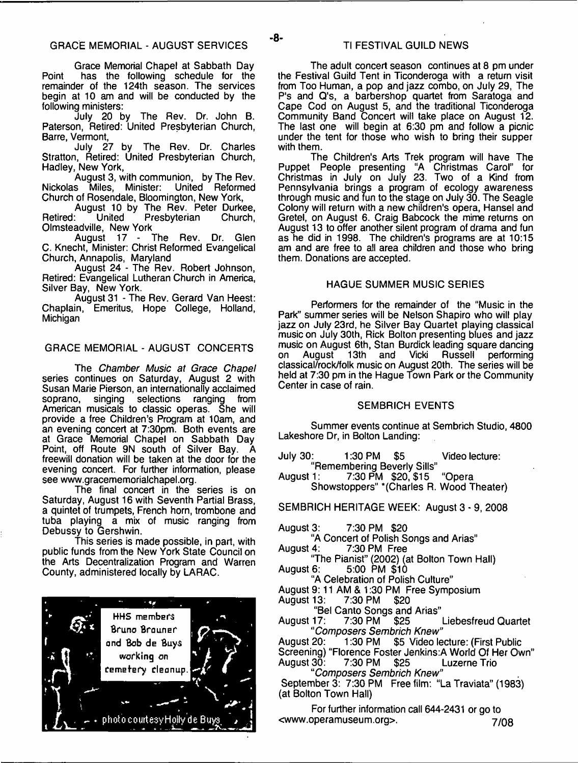## GRACE MEMORIAL - AUGUST SERVICES

Grace Memorial Chapel at Sabbath Day Point has the following schedule for the remainder of the 124th season. The services begin at 10 am and will be conducted by the following ministers:

July 20 by The Rev. Dr. John B. Paterson, Retired: United Presbyterian Church, Barre, Vermont,

July 27 by The Rev. Dr. Charles Stratton, Retired: United Presbyterian Church, Hadley, New York,

August 3, with communion, by The Rev. Nickolas Miles, Minister: United Reformed Church of Rosendale, Bloomington, New York,

August 10 by The Rev. Peter Durkee, Retired: United Presbyterian Church, Olmsteadville, New York

August 17 - The Rev. Dr. Glen C. Knecht, Minister: Christ Reformed Evangelical Church, Annapolis, Maryland

August 24 - The Rev. Robert Johnson, Retired: Evangelical Lutheran Church in America, Silver Bay, New York.

August 31 - The Rev. Gerard Van Heest: Chaplain, Emeritus, Hope College, Holland, Michigan

## GRACE MEMORIAL - AUGUST CONCERTS

The *Chamber Music at Grace Chapel* series continues on Saturday, August 2 with Susan Marie Pierson, an internationally acclaimed soprano, singing selections ranging from American musicals to classic operas. She will provide a free Children's Program at 10am, and an evening concert at 7:30pm. Both events are at Grace Memorial Chapel on Sabbath Day Point, off Route 9N south of Silver Bay. A freewill donation will be taken at the door for the evening concert. For further information, please see www.gracememorialchapel.org.

The final concert in the series is on Saturday, August 16 with Seventh Partial Brass, a quintet of trumpets, French horn, trombone and tuba playing a mix of music ranging from Debussy to Gershwin.

This series is made possible, in part, with public funds from the New York State Council on the Arts Decentralization Program and Warren County, administered locally by LARAC.

HHS members Bruno Brauner and Bob de Buys working on cemetery cleanup.

photo courtesy Holly de Buys

## TI FESTIVAL GUILD NEWS

The adult concert season continues at 8 pm under the Festival Guild Tent in Ticonderoga with a return visit from Too Human, a pop and jazz combo, on July 29, The P's and Q's, a barbershop quartet from Saratoga and Cape Cod on August 5, and the traditional Ticonderoga Community Band Concert will take place on August 12. The last one will begin at 6:30 pm and follow a picnic under the tent for those who wish to bring their supper with them.

The Children's Arts Trek program will have The Puppet People presenting "A Christmas Carol" for Christmas in July on July 23. Two of a Kind from Pennsylvania brings a program of ecology awareness through music and fun to the stage on July 30. The Seagle Colony will return with a new children's opera, Hansel and Gretel, on August 6. Craig Babcock the mime returns on August 13 to offer another silent program of drama and fun as he did in 1998. The children's programs are at 10:15 am and are free to all area children and those who bring them. Donations are accepted.

## HAGUE SUMMER MUSIC SERIES

Performers for the remainder of the "Music in the Park" summer series will be Nelson Shapiro who will play jazz on July 23rd, he Silver Bay Quartet playing classical music on July 30th, Rick Bolton presenting blues and jazz music on August 6th, Stan Burdick leading square dancing on August 13th and Vicki Russell performing classical/rock/folk music on August 20th. The series will be held at 7:30 pm in the Hague Town Park or the Community Center in case of rain.

## SEMBRICH EVENTS

Summer events continue at Sembrich Studio, 4800 Lakeshore Dr, in Bolton Landing:

July 30: 1:30 PM $5 Video lecture: "Remembering Beverly Sills"
August 1: 7:30 PM $20, $15 "Opera Showstoppers" *(Charles R. Wood Theater)

SEMBRICH HERITAGE WEEK: August 3 - 9, 2008

August 3: 7:30 PM $20
"A Concert of Polish Songs and Arias"
August 4: 7:30 PM Free
"The Pianist" (2002) (at Bolton Town Hall)
August 6: 5:00 PM $10
"A Celebration of Polish Culture"
August 9: 11 AM & 1:30 PM Free Symposium
August 13: 7:30 PM $20
"Bel Canto Songs and Arias"
August 17: 7:30 PM $25 Liebesfreud Quartet
*"Composers Sembrich Knew"*
August 20: 1:30 PM $5 Video lecture: (First Public Screening) "Florence Foster Jenkins:A World Of Her Own"
August 30: 7:30 PM $25 Luzerne Trio
*"Composers Sembrich Knew"*
September 3: 7:30 PM Free film: "La Traviata" (1983) (at Bolton Town Hall)

For further information call 644-2431 or go to <www.operamuseum.org>. 7/08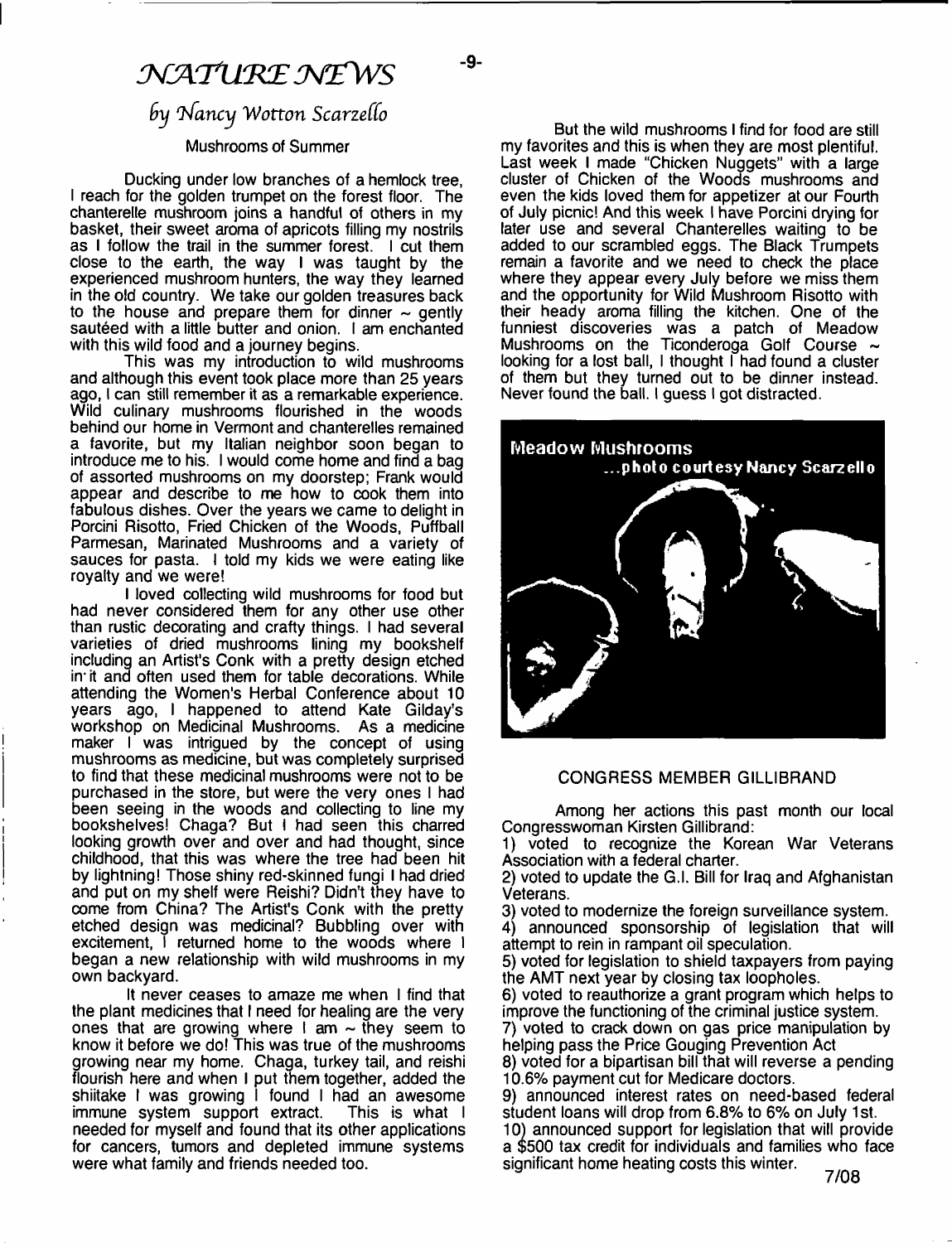# NATURE NEWS

*by Nancy Wotton Scarzello*

## Mushrooms of Summer

Ducking under low branches of a hemlock tree, I reach for the golden trumpet on the forest floor. The chanterelle mushroom joins a handful of others in my basket, their sweet aroma of apricots filling my nostrils as I follow the trail in the summer forest. I cut them close to the earth, the way I was taught by the experienced mushroom hunters, the way they learned in the old country. We take our golden treasures back to the house and prepare them for dinner ~ gently sautéed with a little butter and onion. I am enchanted with this wild food and a journey begins.

This was my introduction to wild mushrooms and although this event took place more than 25 years ago, I can still remember it as a remarkable experience. Wild culinary mushrooms flourished in the woods behind our home in Vermont and chanterelles remained a favorite, but my Italian neighbor soon began to introduce me to his. I would come home and find a bag of assorted mushrooms on my doorstep; Frank would appear and describe to me how to cook them into fabulous dishes. Over the years we came to delight in Porcini Risotto, Fried Chicken of the Woods, Puffball Parmesan, Marinated Mushrooms and a variety of sauces for pasta. I told my kids we were eating like royalty and we were!

I loved collecting wild mushrooms for food but had never considered them for any other use other than rustic decorating and crafty things. I had several varieties of dried mushrooms lining my bookshelf including an Artist's Conk with a pretty design etched in it and often used them for table decorations. While attending the Women's Herbal Conference about 10 years ago, I happened to attend Kate Gilday's workshop on Medicinal Mushrooms. As a medicine maker I was intrigued by the concept of using mushrooms as medicine, but was completely surprised to find that these medicinal mushrooms were not to be purchased in the store, but were the very ones I had been seeing in the woods and collecting to line my bookshelves! Chaga? But I had seen this charred looking growth over and over and had thought, since childhood, that this was where the tree had been hit by lightning! Those shiny red-skinned fungi I had dried and put on my shelf were Reishi? Didn't they have to come from China? The Artist's Conk with the pretty etched design was medicinal? Bubbling over with excitement, I returned home to the woods where I began a new relationship with wild mushrooms in my own backyard.

It never ceases to amaze me when I find that the plant medicines that I need for healing are the very ones that are growing where I am ~ they seem to know it before we do! This was true of the mushrooms growing near my home. Chaga, turkey tail, and reishi flourish here and when I put them together, added the shiitake I was growing I found I had an awesome immune system support extract. This is what I needed for myself and found that its other applications for cancers, tumors and depleted immune systems were what family and friends needed too.

But the wild mushrooms I find for food are still my favorites and this is when they are most plentiful. Last week I made "Chicken Nuggets" with a large cluster of Chicken of the Woods mushrooms and even the kids loved them for appetizer at our Fourth of July picnic! And this week I have Porcini drying for later use and several Chanterelles waiting to be added to our scrambled eggs. The Black Trumpets remain a favorite and we need to check the place where they appear every July before we miss them and the opportunity for Wild Mushroom Risotto with their heady aroma filling the kitchen. One of the funniest discoveries was a patch of Meadow Mushrooms on the Ticonderoga Golf Course ~ looking for a lost ball, I thought I had found a cluster of them but they turned out to be dinner instead. Never found the ball. I guess I got distracted.

Meadow Mushrooms ...photo courtesy Nancy Scarzello

## CONGRESS MEMBER GILLIBRAND

Among her actions this past month our local Congresswoman Kirsten Gillibrand:

1) voted to recognize the Korean War Veterans Association with a federal charter.
2) voted to update the G.I. Bill for Iraq and Afghanistan Veterans.
3) voted to modernize the foreign surveillance system.
4) announced sponsorship of legislation that will attempt to rein in rampant oil speculation.
5) voted for legislation to shield taxpayers from paying the AMT next year by closing tax loopholes.
6) voted to reauthorize a grant program which helps to improve the functioning of the criminal justice system.
7) voted to crack down on gas price manipulation by helping pass the Price Gouging Prevention Act
8) voted for a bipartisan bill that will reverse a pending 10.6% payment cut for Medicare doctors.
9) announced interest rates on need-based federal student loans will drop from 6.8% to 6% on July 1st.
10) announced support for legislation that will provide a $500 tax credit for individuals and families who face significant home heating costs this winter.

7/08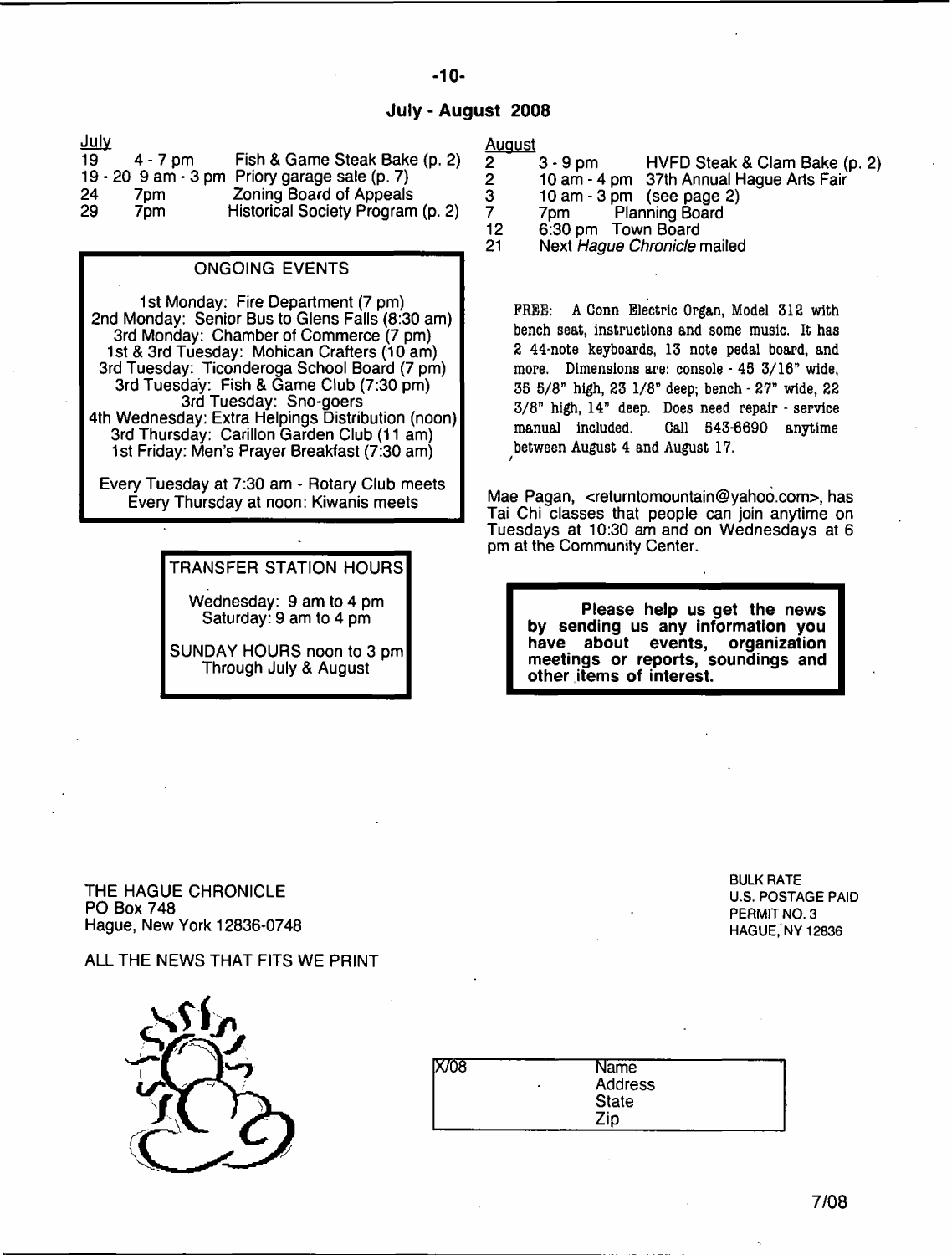## July - August 2008

**July**

| | | |
|---|---|---|
| 19 | 4 - 7 pm | Fish & Game Steak Bake (p. 2) |
| 19 - 20 | 9 am - 3 pm | Priory garage sale (p. 7) |
| 24 | 7pm | Zoning Board of Appeals |
| 29 | 7pm | Historical Society Program (p. 2) |

**August**

| | | |
|---|---|---|
| 2 | 3 - 9 pm | HVFD Steak & Clam Bake (p. 2) |
| 2 | 10 am - 4 pm | 37th Annual Hague Arts Fair |
| 3 | 10 am - 3 pm | (see page 2) |
| 7 | 7pm | Planning Board |
| 12 | 6:30 pm | Town Board |
| 21 | | Next *Hague Chronicle* mailed |

### ONGOING EVENTS

1st Monday: Fire Department (7 pm)
2nd Monday: Senior Bus to Glens Falls (8:30 am)
3rd Monday: Chamber of Commerce (7 pm)
1st & 3rd Tuesday: Mohican Crafters (10 am)
3rd Tuesday: Ticonderoga School Board (7 pm)
3rd Tuesday: Fish & Game Club (7:30 pm)
3rd Tuesday: Sno-goers
4th Wednesday: Extra Helpings Distribution (noon)
3rd Thursday: Carillon Garden Club (11 am)
1st Friday: Men's Prayer Breakfast (7:30 am)

Every Tuesday at 7:30 am - Rotary Club meets
Every Thursday at noon: Kiwanis meets

### TRANSFER STATION HOURS

Wednesday: 9 am to 4 pm
Saturday: 9 am to 4 pm

SUNDAY HOURS noon to 3 pm
Through July & August

FREE: A Conn Electric Organ, Model 312 with bench seat, instructions and some music. It has 2 44-note keyboards, 13 note pedal board, and more. Dimensions are: console - 45 3/16" wide, 35 5/8" high, 23 1/8" deep; bench - 27" wide, 22 3/8" high, 14" deep. Does need repair - service manual included. Call 543-6690 anytime between August 4 and August 17.

Mae Pagan, <returntomountain@yahoo.com>, has Tai Chi classes that people can join anytime on Tuesdays at 10:30 am and on Wednesdays at 6 pm at the Community Center.

**Please help us get the news by sending us any information you have about events, organization meetings or reports, soundings and other items of interest.**

THE HAGUE CHRONICLE
PO Box 748
Hague, New York 12836-0748

ALL THE NEWS THAT FITS WE PRINT

BULK RATE
U.S. POSTAGE PAID
PERMIT NO. 3
HAGUE, NY 12836

X/08

Name
Address
State
Zip

7/08